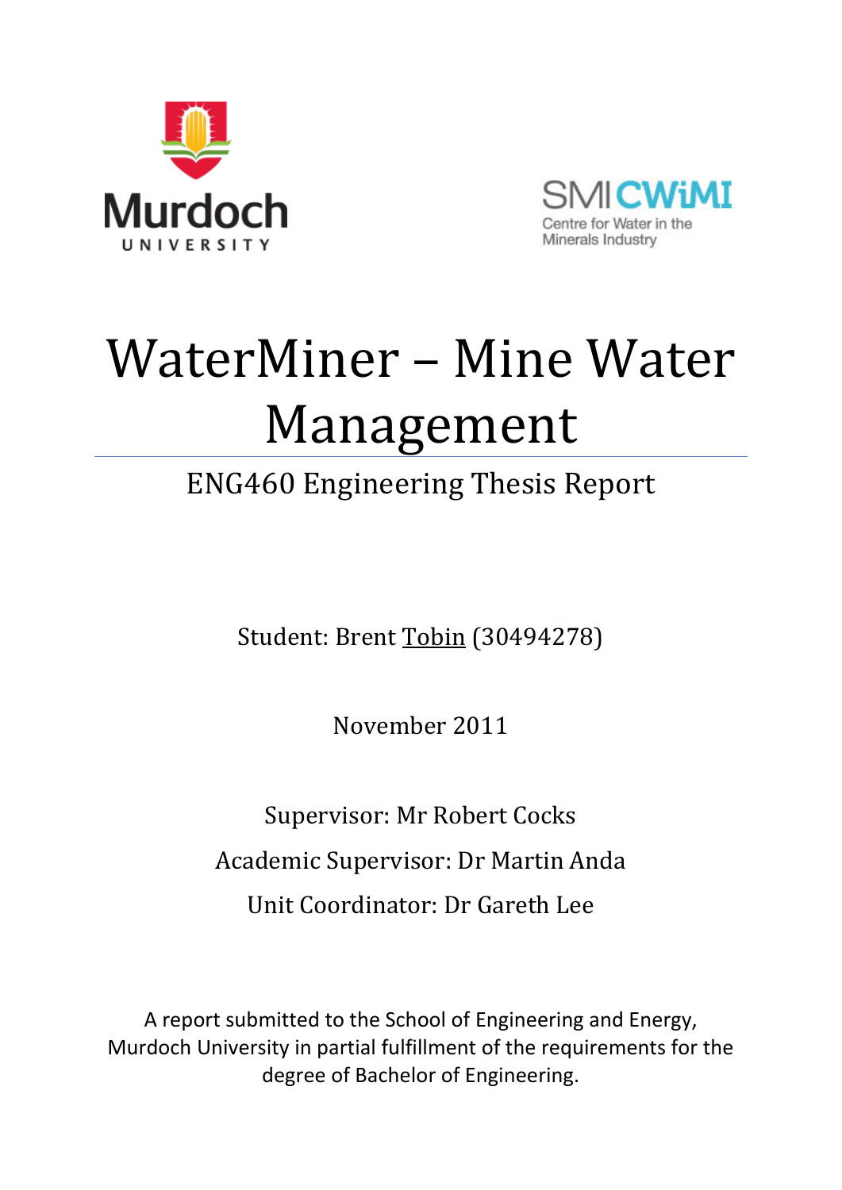# WaterMiner – Mine Water Management

## ENG460 Engineering Thesis Report

Student: Brent Tobin (30494278)

November 2011

Supervisor: Mr Robert Cocks

Academic Supervisor: Dr Martin Anda

Unit Coordinator: Dr Gareth Lee

A report submitted to the School of Engineering and Energy, Murdoch University in partial fulfillment of the requirements for the degree of Bachelor of Engineering.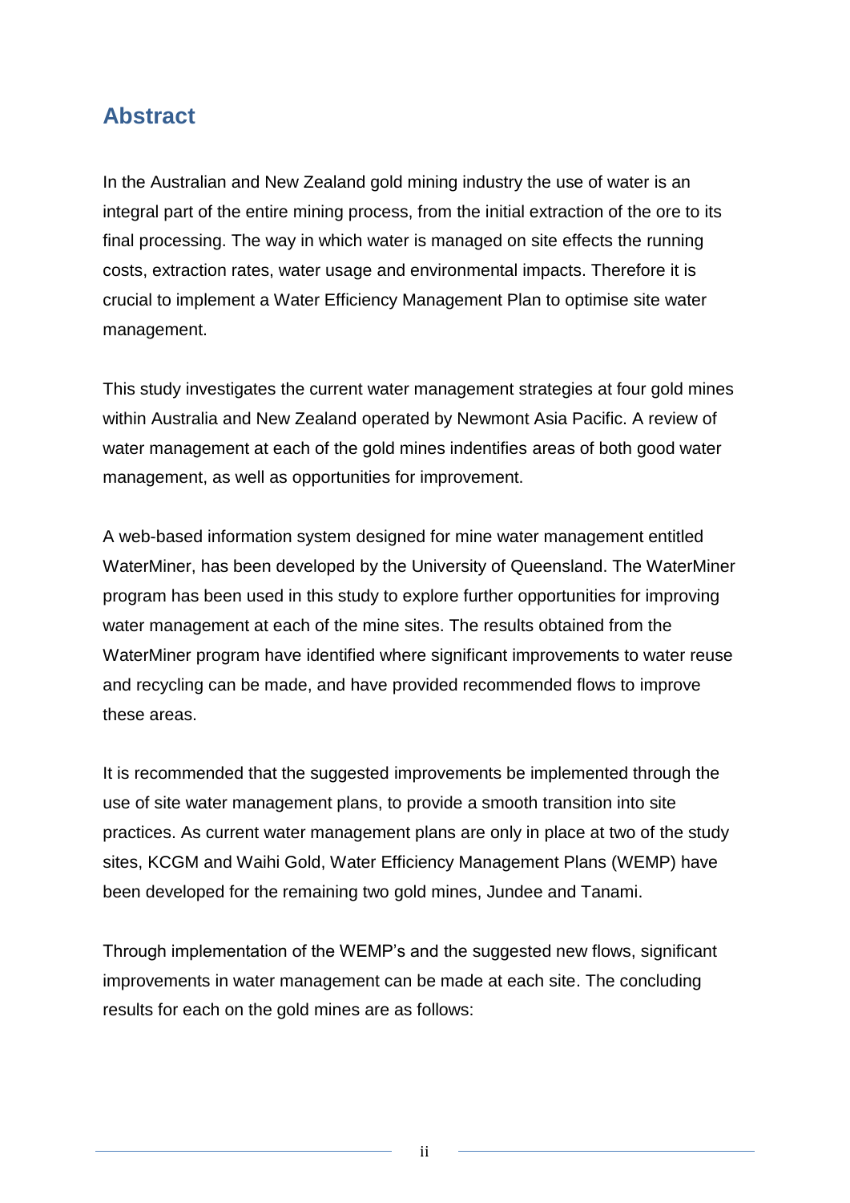## Abstract

In the Australian and New Zealand gold mining industry the use of water is an integral part of the entire mining process, from the initial extraction of the ore to its final processing. The way in which water is managed on site effects the running costs, extraction rates, water usage and environmental impacts. Therefore it is crucial to implement a Water Efficiency Management Plan to optimise site water management.

This study investigates the current water management strategies at four gold mines within Australia and New Zealand operated by Newmont Asia Pacific. A review of water management at each of the gold mines indentifies areas of both good water management, as well as opportunities for improvement.

A web-based information system designed for mine water management entitled WaterMiner, has been developed by the University of Queensland. The WaterMiner program has been used in this study to explore further opportunities for improving water management at each of the mine sites. The results obtained from the WaterMiner program have identified where significant improvements to water reuse and recycling can be made, and have provided recommended flows to improve these areas.

It is recommended that the suggested improvements be implemented through the use of site water management plans, to provide a smooth transition into site practices. As current water management plans are only in place at two of the study sites, KCGM and Waihi Gold, Water Efficiency Management Plans (WEMP) have been developed for the remaining two gold mines, Jundee and Tanami.

Through implementation of the WEMP's and the suggested new flows, significant improvements in water management can be made at each site. The concluding results for each on the gold mines are as follows: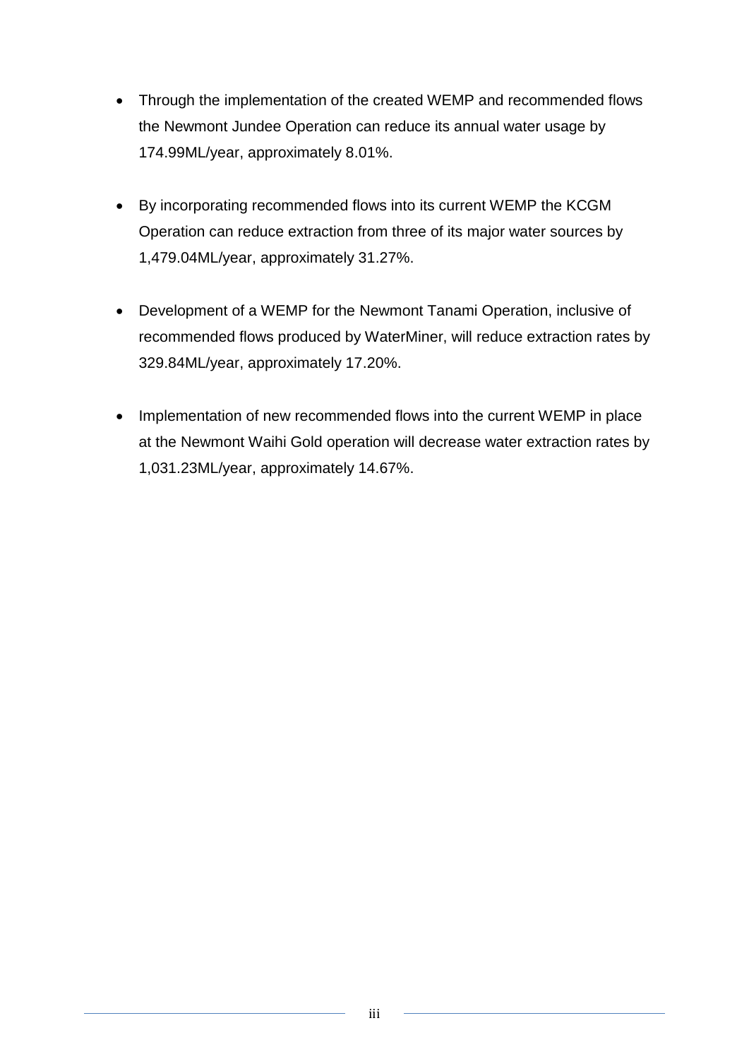- Through the implementation of the created WEMP and recommended flows the Newmont Jundee Operation can reduce its annual water usage by 174.99ML/year, approximately 8.01%.

- By incorporating recommended flows into its current WEMP the KCGM Operation can reduce extraction from three of its major water sources by 1,479.04ML/year, approximately 31.27%.

- Development of a WEMP for the Newmont Tanami Operation, inclusive of recommended flows produced by WaterMiner, will reduce extraction rates by 329.84ML/year, approximately 17.20%.

- Implementation of new recommended flows into the current WEMP in place at the Newmont Waihi Gold operation will decrease water extraction rates by 1,031.23ML/year, approximately 14.67%.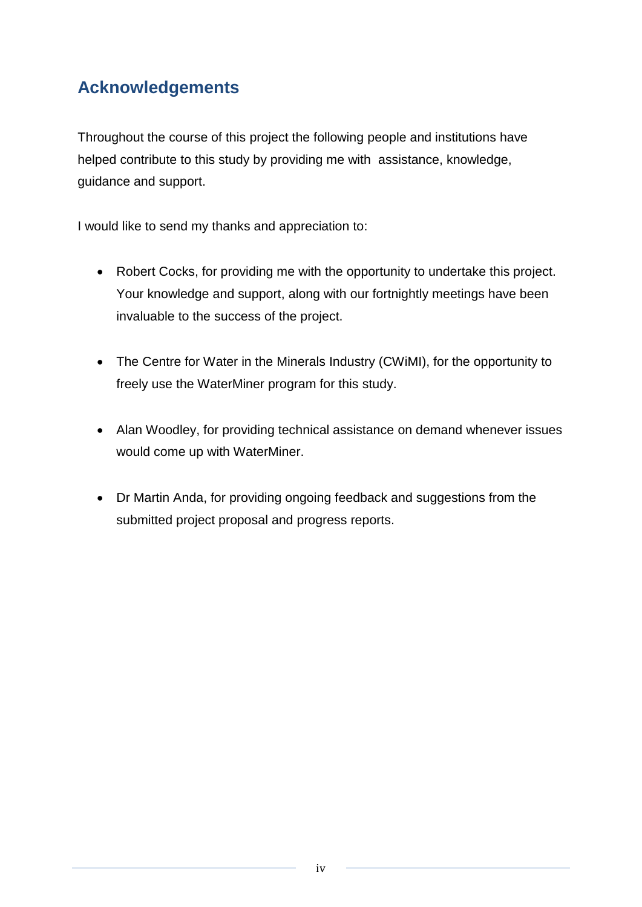## Acknowledgements

Throughout the course of this project the following people and institutions have helped contribute to this study by providing me with assistance, knowledge, guidance and support.

I would like to send my thanks and appreciation to:

- Robert Cocks, for providing me with the opportunity to undertake this project. Your knowledge and support, along with our fortnightly meetings have been invaluable to the success of the project.

- The Centre for Water in the Minerals Industry (CWiMI), for the opportunity to freely use the WaterMiner program for this study.

- Alan Woodley, for providing technical assistance on demand whenever issues would come up with WaterMiner.

- Dr Martin Anda, for providing ongoing feedback and suggestions from the submitted project proposal and progress reports.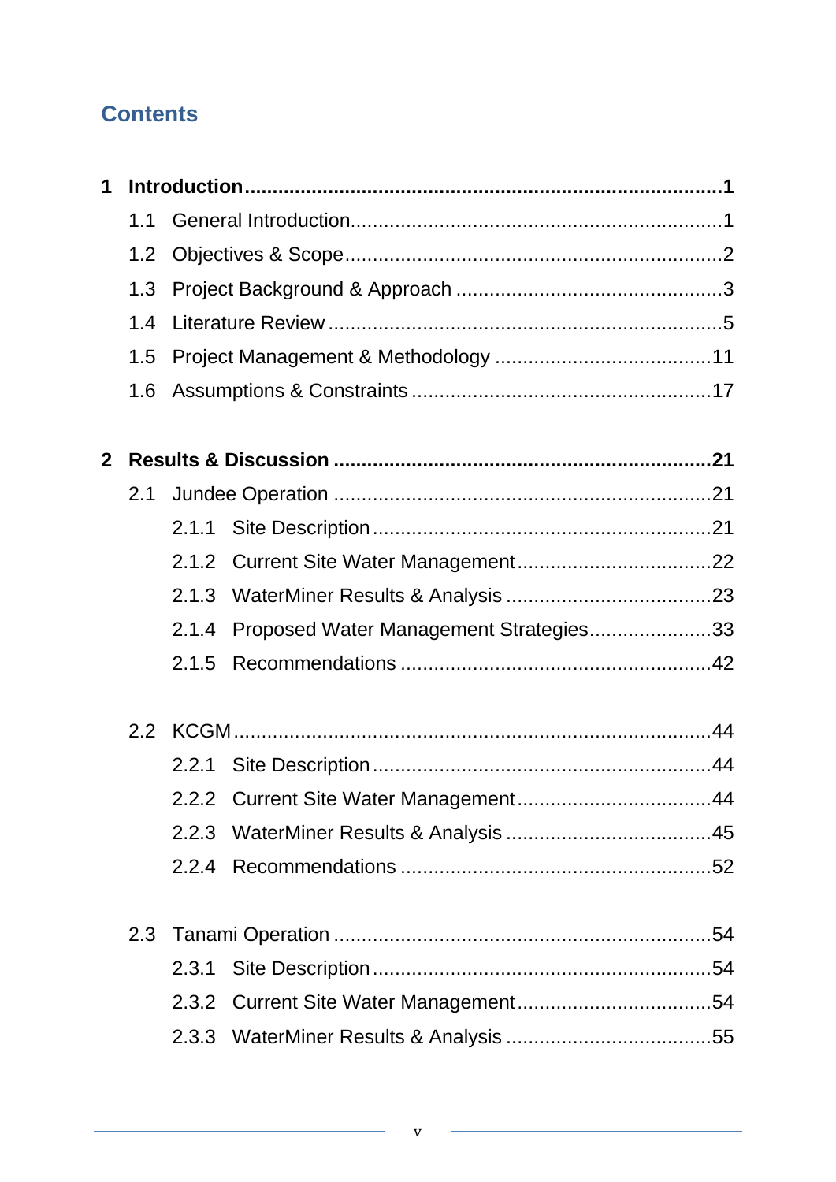# Contents

**1 Introduction....................................................................................1**

- 1.1 General Introduction....................................................................1
- 1.2 Objectives & Scope......................................................................2
- 1.3 Project Background & Approach ..................................................3
- 1.4 Literature Review .........................................................................5
- 1.5 Project Management & Methodology ........................................11
- 1.6 Assumptions & Constraints ........................................................17

**2 Results & Discussion ....................................................................21**

- 2.1 Jundee Operation ......................................................................21
  - 2.1.1 Site Description ..............................................................21
  - 2.1.2 Current Site Water Management....................................22
  - 2.1.3 WaterMiner Results & Analysis .......................................23
  - 2.1.4 Proposed Water Management Strategies.......................33
  - 2.1.5 Recommendations .........................................................42

- 2.2 KCGM .........................................................................................44
  - 2.2.1 Site Description ..............................................................44
  - 2.2.2 Current Site Water Management....................................44
  - 2.2.3 WaterMiner Results & Analysis .......................................45
  - 2.2.4 Recommendations .........................................................52

- 2.3 Tanami Operation ......................................................................54
  - 2.3.1 Site Description ..............................................................54
  - 2.3.2 Current Site Water Management....................................54
  - 2.3.3 WaterMiner Results & Analysis .......................................55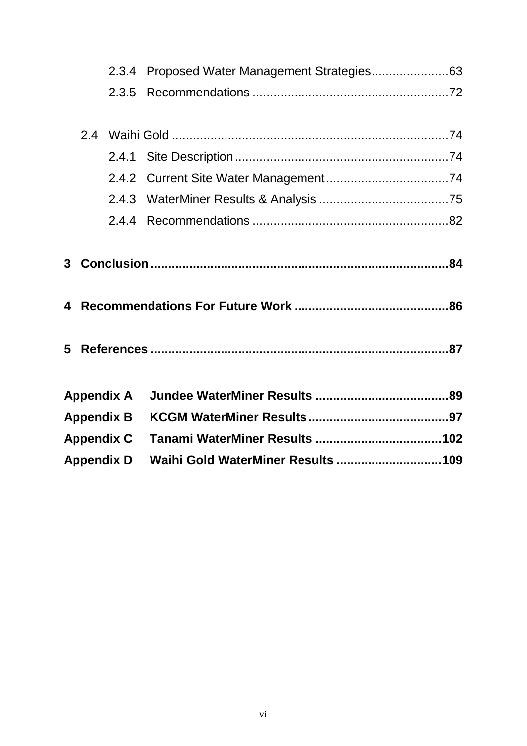2.3.4 Proposed Water Management Strategies......................63

2.3.5 Recommendations ........................................................72

2.4 Waihi Gold ...............................................................................74

2.4.1 Site Description.............................................................74

2.4.2 Current Site Water Management...................................74

2.4.3 WaterMiner Results & Analysis .....................................75

2.4.4 Recommendations ........................................................82

**3 Conclusion ....................................................................................84**

**4 Recommendations For Future Work ............................................86**

**5 References ....................................................................................87**

**Appendix A Jundee WaterMiner Results ......................................89**

**Appendix B KCGM WaterMiner Results........................................97**

**Appendix C Tanami WaterMiner Results ....................................102**

**Appendix D Waihi Gold WaterMiner Results ..............................109**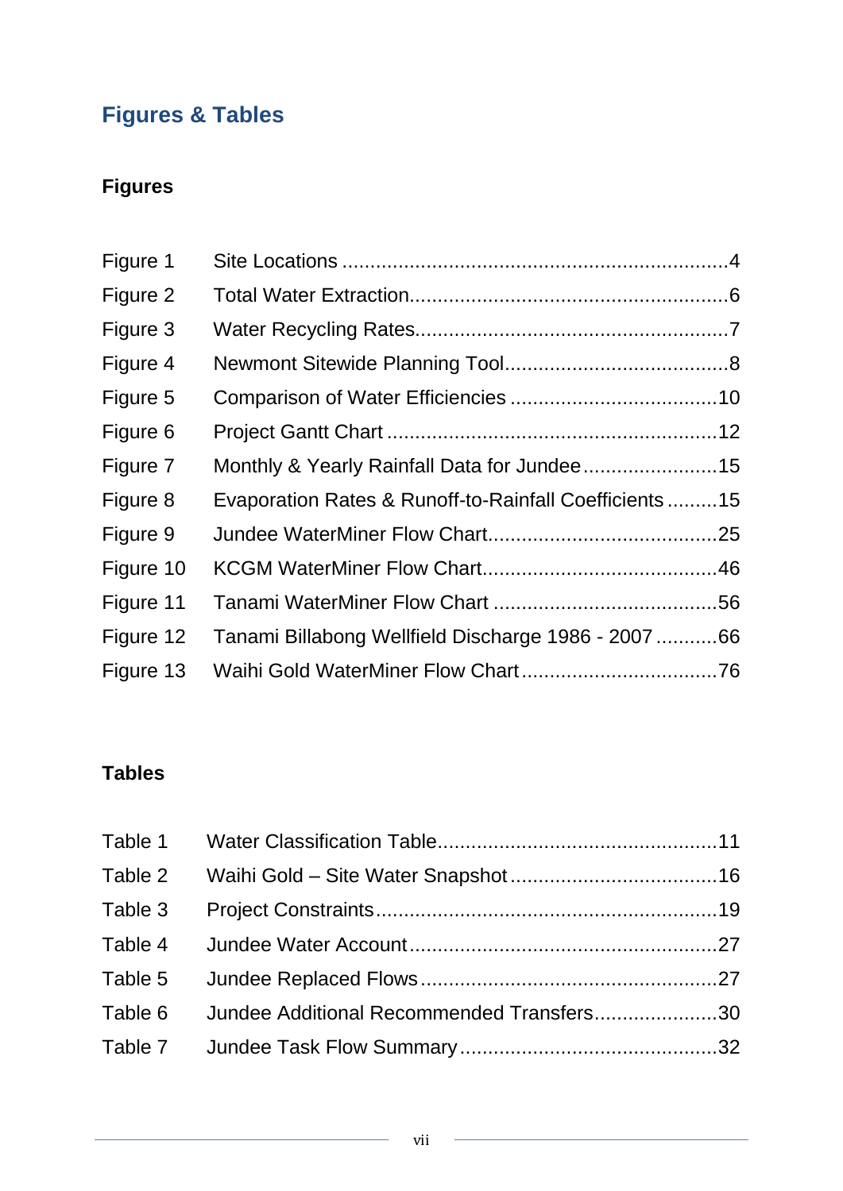## Figures & Tables

### Figures

| | | |
|---|---|---|
| Figure 1 | Site Locations | 4 |
| Figure 2 | Total Water Extraction | 6 |
| Figure 3 | Water Recycling Rates | 7 |
| Figure 4 | Newmont Sitewide Planning Tool | 8 |
| Figure 5 | Comparison of Water Efficiencies | 10 |
| Figure 6 | Project Gantt Chart | 12 |
| Figure 7 | Monthly & Yearly Rainfall Data for Jundee | 15 |
| Figure 8 | Evaporation Rates & Runoff-to-Rainfall Coefficients | 15 |
| Figure 9 | Jundee WaterMiner Flow Chart | 25 |
| Figure 10 | KCGM WaterMiner Flow Chart | 46 |
| Figure 11 | Tanami WaterMiner Flow Chart | 56 |
| Figure 12 | Tanami Billabong Wellfield Discharge 1986 - 2007 | 66 |
| Figure 13 | Waihi Gold WaterMiner Flow Chart | 76 |

### Tables

| | | |
|---|---|---|
| Table 1 | Water Classification Table | 11 |
| Table 2 | Waihi Gold – Site Water Snapshot | 16 |
| Table 3 | Project Constraints | 19 |
| Table 4 | Jundee Water Account | 27 |
| Table 5 | Jundee Replaced Flows | 27 |
| Table 6 | Jundee Additional Recommended Transfers | 30 |
| Table 7 | Jundee Task Flow Summary | 32 |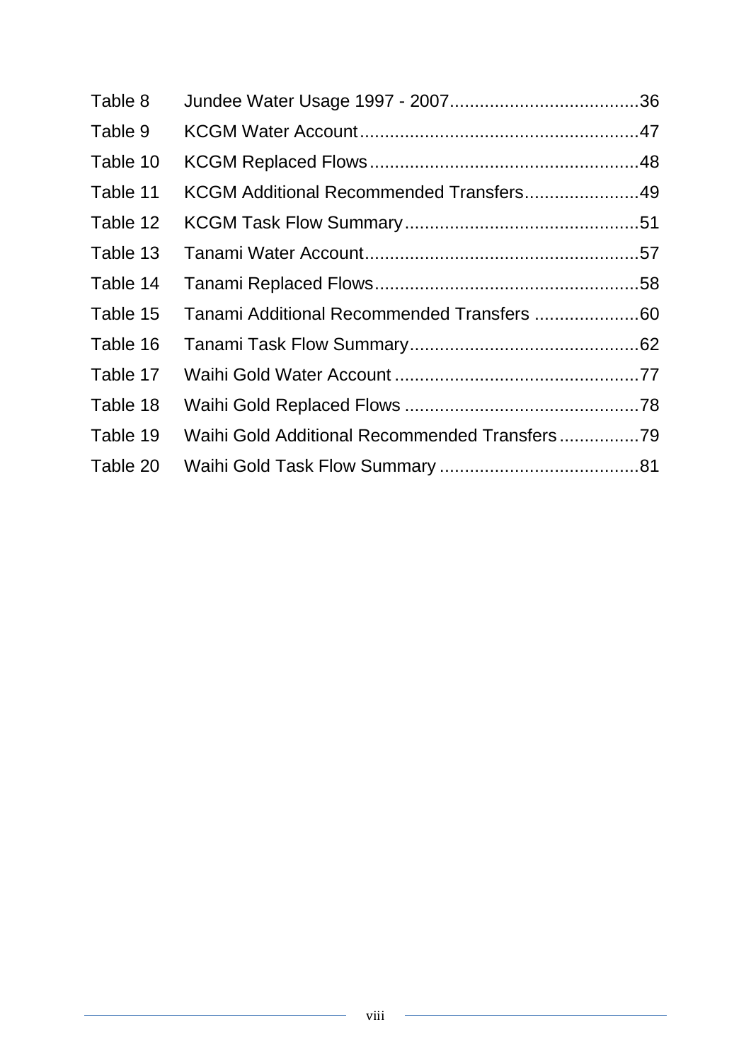Table 8 Jundee Water Usage 1997 - 2007......................................36
Table 9 KCGM Water Account........................................................47
Table 10 KCGM Replaced Flows......................................................48
Table 11 KCGM Additional Recommended Transfers.......................49
Table 12 KCGM Task Flow Summary...............................................51
Table 13 Tanami Water Account.......................................................57
Table 14 Tanami Replaced Flows.....................................................58
Table 15 Tanami Additional Recommended Transfers .....................60
Table 16 Tanami Task Flow Summary..............................................62
Table 17 Waihi Gold Water Account .................................................77
Table 18 Waihi Gold Replaced Flows ...............................................78
Table 19 Waihi Gold Additional Recommended Transfers................79
Table 20 Waihi Gold Task Flow Summary ........................................81